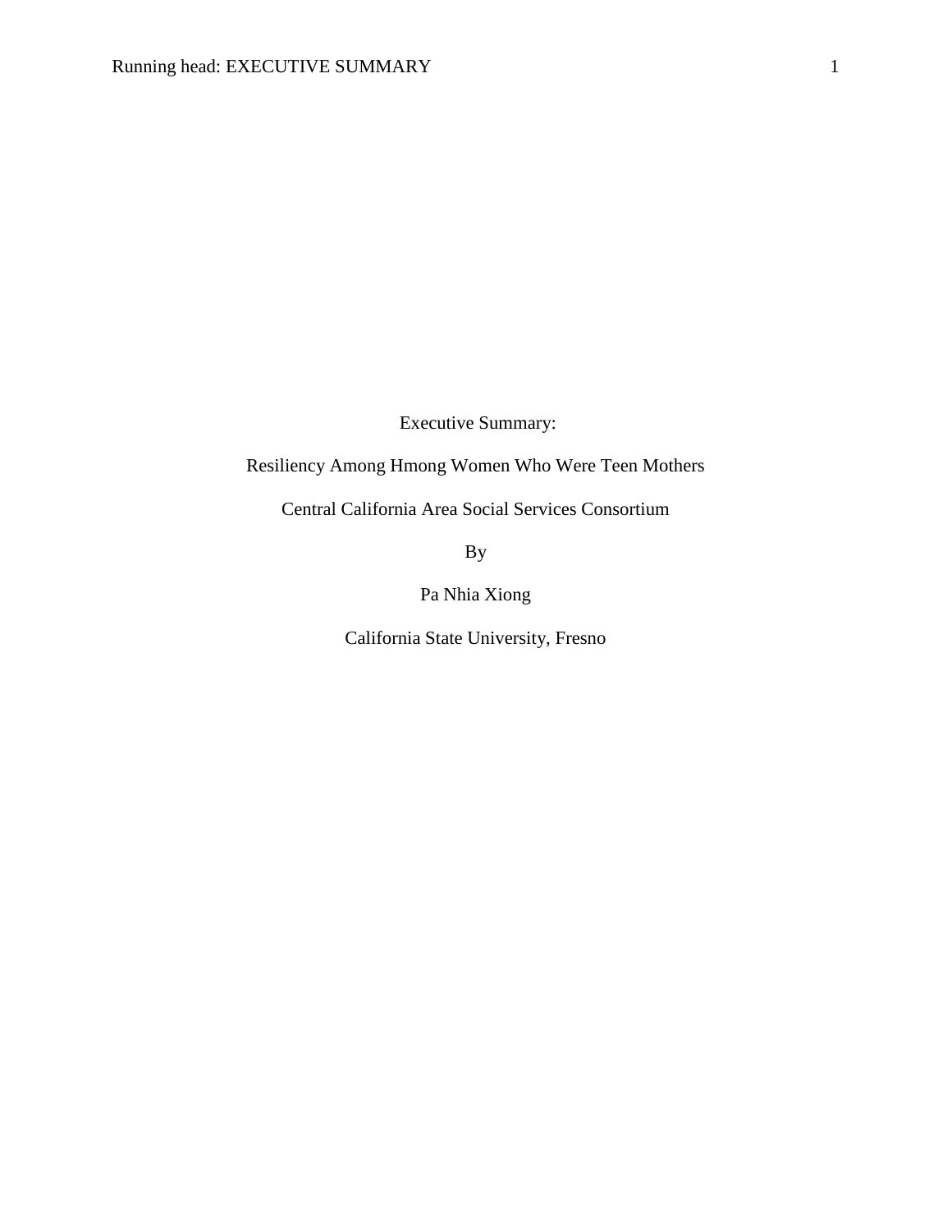# Executive Summary:

## Resiliency Among Hmong Women Who Were Teen Mothers

Central California Area Social Services Consortium

By

Pa Nhia Xiong

California State University, Fresno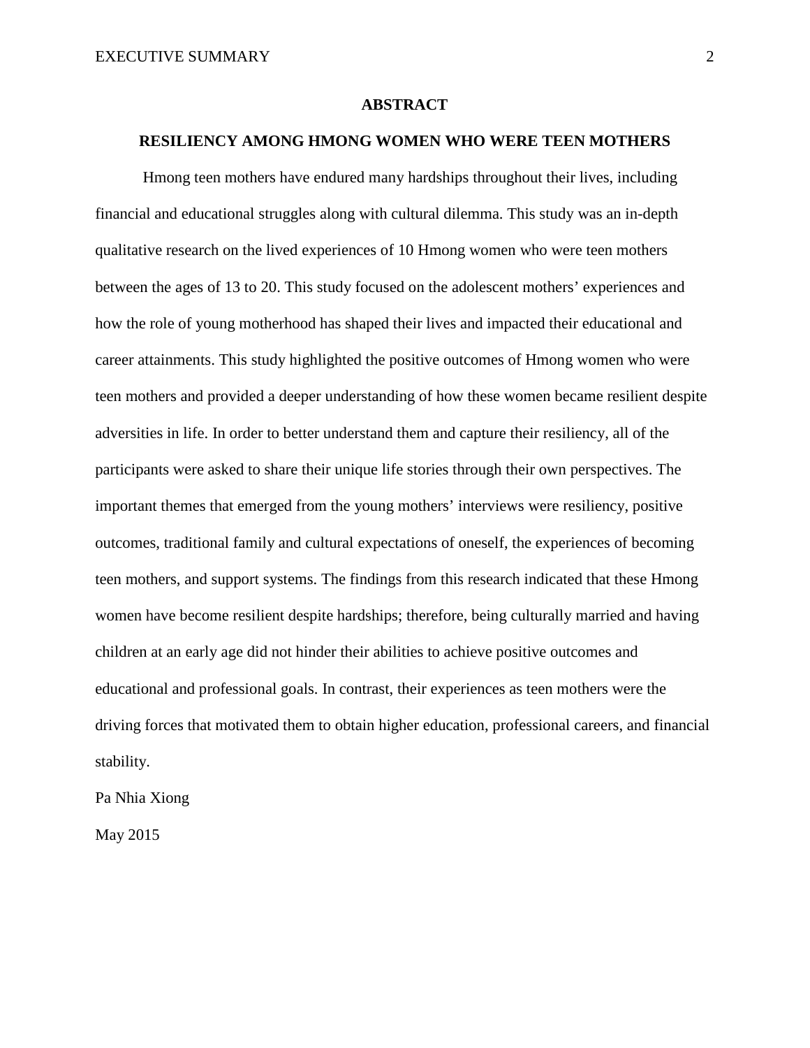# ABSTRACT

## RESILIENCY AMONG HMONG WOMEN WHO WERE TEEN MOTHERS

Hmong teen mothers have endured many hardships throughout their lives, including financial and educational struggles along with cultural dilemma. This study was an in-depth qualitative research on the lived experiences of 10 Hmong women who were teen mothers between the ages of 13 to 20. This study focused on the adolescent mothers' experiences and how the role of young motherhood has shaped their lives and impacted their educational and career attainments. This study highlighted the positive outcomes of Hmong women who were teen mothers and provided a deeper understanding of how these women became resilient despite adversities in life. In order to better understand them and capture their resiliency, all of the participants were asked to share their unique life stories through their own perspectives. The important themes that emerged from the young mothers' interviews were resiliency, positive outcomes, traditional family and cultural expectations of oneself, the experiences of becoming teen mothers, and support systems. The findings from this research indicated that these Hmong women have become resilient despite hardships; therefore, being culturally married and having children at an early age did not hinder their abilities to achieve positive outcomes and educational and professional goals. In contrast, their experiences as teen mothers were the driving forces that motivated them to obtain higher education, professional careers, and financial stability.

Pa Nhia Xiong

May 2015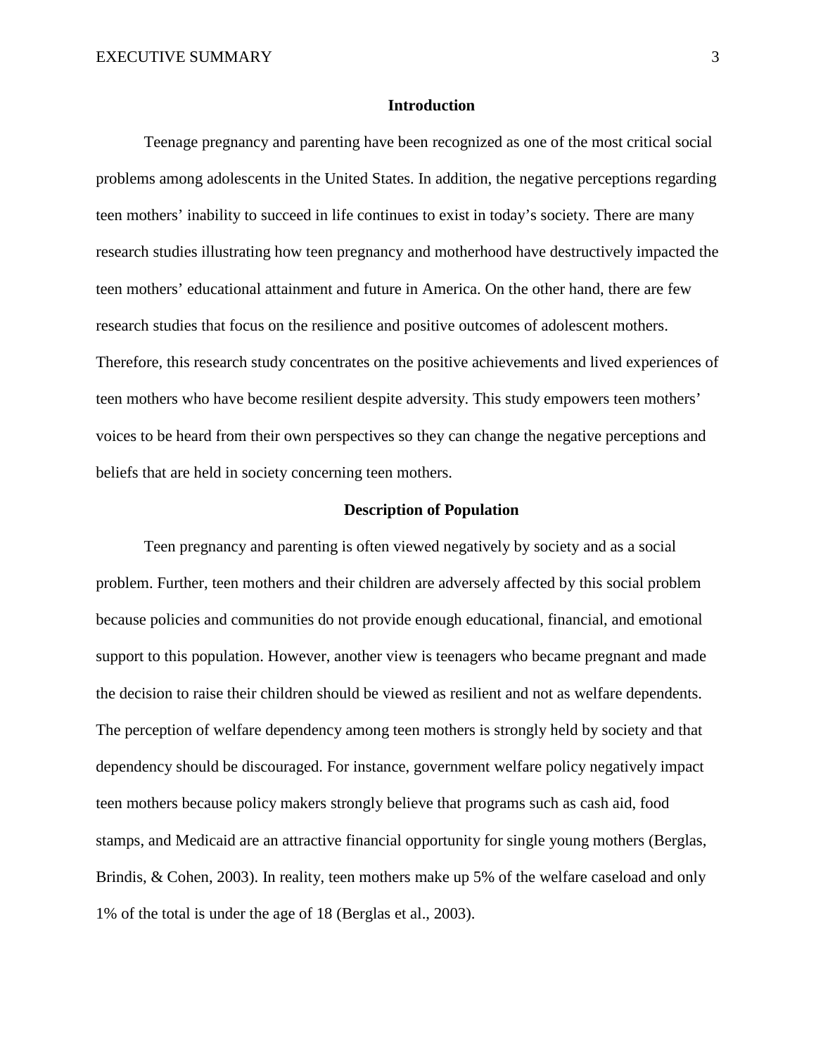## Introduction

Teenage pregnancy and parenting have been recognized as one of the most critical social problems among adolescents in the United States. In addition, the negative perceptions regarding teen mothers' inability to succeed in life continues to exist in today's society. There are many research studies illustrating how teen pregnancy and motherhood have destructively impacted the teen mothers' educational attainment and future in America. On the other hand, there are few research studies that focus on the resilience and positive outcomes of adolescent mothers. Therefore, this research study concentrates on the positive achievements and lived experiences of teen mothers who have become resilient despite adversity. This study empowers teen mothers' voices to be heard from their own perspectives so they can change the negative perceptions and beliefs that are held in society concerning teen mothers.

## Description of Population

Teen pregnancy and parenting is often viewed negatively by society and as a social problem. Further, teen mothers and their children are adversely affected by this social problem because policies and communities do not provide enough educational, financial, and emotional support to this population. However, another view is teenagers who became pregnant and made the decision to raise their children should be viewed as resilient and not as welfare dependents. The perception of welfare dependency among teen mothers is strongly held by society and that dependency should be discouraged. For instance, government welfare policy negatively impact teen mothers because policy makers strongly believe that programs such as cash aid, food stamps, and Medicaid are an attractive financial opportunity for single young mothers (Berglas, Brindis, & Cohen, 2003). In reality, teen mothers make up 5% of the welfare caseload and only 1% of the total is under the age of 18 (Berglas et al., 2003).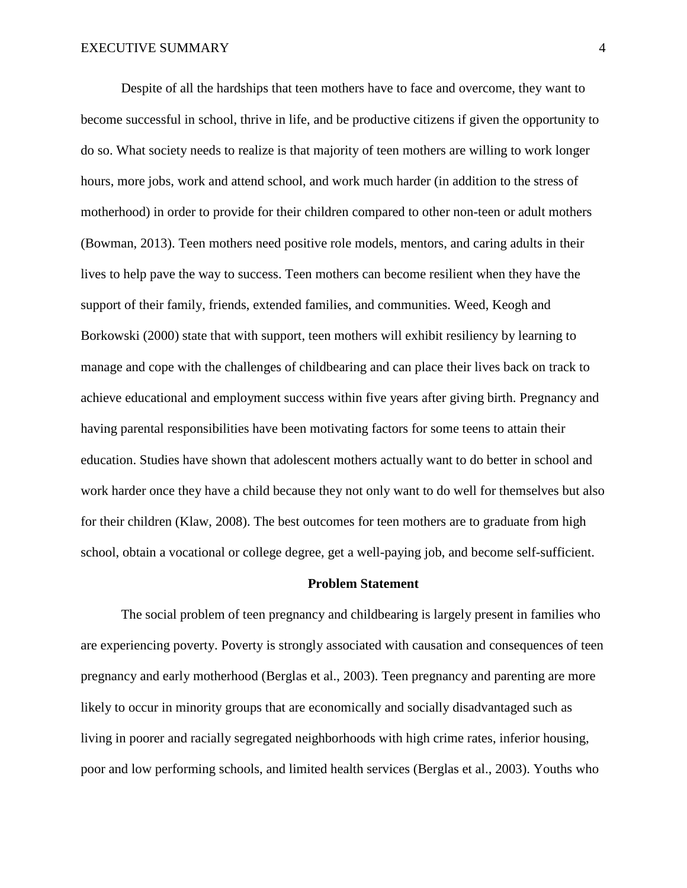Despite of all the hardships that teen mothers have to face and overcome, they want to become successful in school, thrive in life, and be productive citizens if given the opportunity to do so. What society needs to realize is that majority of teen mothers are willing to work longer hours, more jobs, work and attend school, and work much harder (in addition to the stress of motherhood) in order to provide for their children compared to other non-teen or adult mothers (Bowman, 2013). Teen mothers need positive role models, mentors, and caring adults in their lives to help pave the way to success. Teen mothers can become resilient when they have the support of their family, friends, extended families, and communities. Weed, Keogh and Borkowski (2000) state that with support, teen mothers will exhibit resiliency by learning to manage and cope with the challenges of childbearing and can place their lives back on track to achieve educational and employment success within five years after giving birth. Pregnancy and having parental responsibilities have been motivating factors for some teens to attain their education. Studies have shown that adolescent mothers actually want to do better in school and work harder once they have a child because they not only want to do well for themselves but also for their children (Klaw, 2008). The best outcomes for teen mothers are to graduate from high school, obtain a vocational or college degree, get a well-paying job, and become self-sufficient.

## Problem Statement

The social problem of teen pregnancy and childbearing is largely present in families who are experiencing poverty. Poverty is strongly associated with causation and consequences of teen pregnancy and early motherhood (Berglas et al., 2003). Teen pregnancy and parenting are more likely to occur in minority groups that are economically and socially disadvantaged such as living in poorer and racially segregated neighborhoods with high crime rates, inferior housing, poor and low performing schools, and limited health services (Berglas et al., 2003). Youths who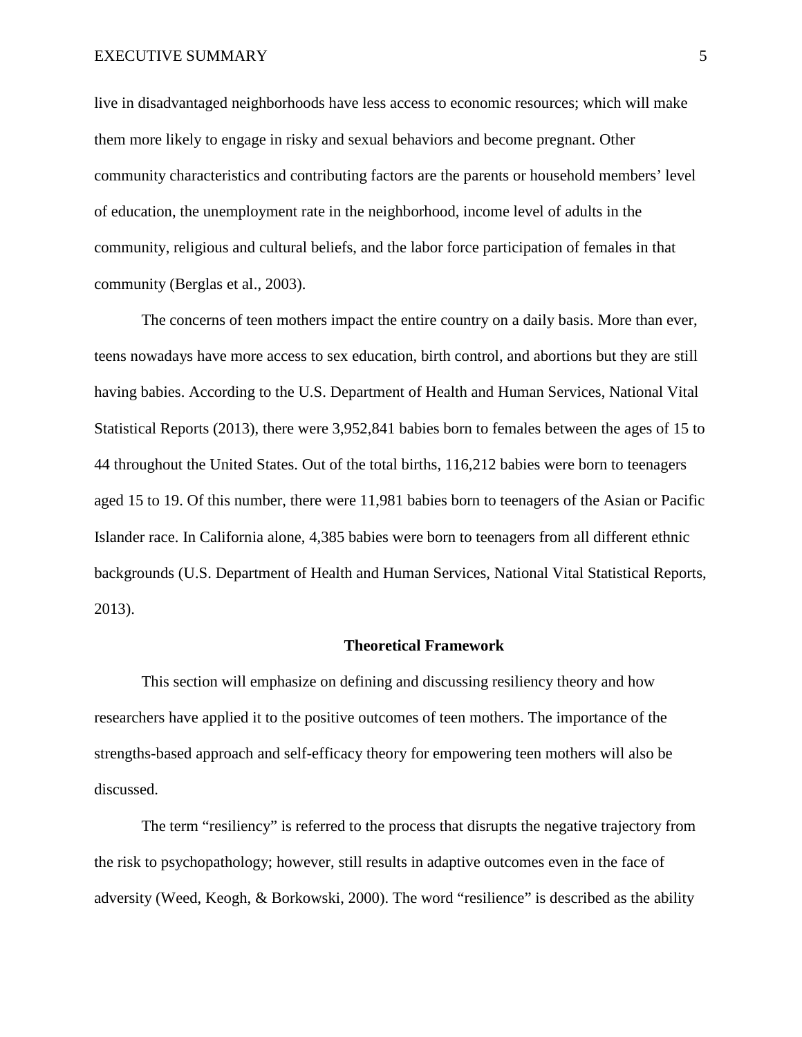live in disadvantaged neighborhoods have less access to economic resources; which will make them more likely to engage in risky and sexual behaviors and become pregnant. Other community characteristics and contributing factors are the parents or household members' level of education, the unemployment rate in the neighborhood, income level of adults in the community, religious and cultural beliefs, and the labor force participation of females in that community (Berglas et al., 2003).

The concerns of teen mothers impact the entire country on a daily basis. More than ever, teens nowadays have more access to sex education, birth control, and abortions but they are still having babies. According to the U.S. Department of Health and Human Services, National Vital Statistical Reports (2013), there were 3,952,841 babies born to females between the ages of 15 to 44 throughout the United States. Out of the total births, 116,212 babies were born to teenagers aged 15 to 19. Of this number, there were 11,981 babies born to teenagers of the Asian or Pacific Islander race. In California alone, 4,385 babies were born to teenagers from all different ethnic backgrounds (U.S. Department of Health and Human Services, National Vital Statistical Reports, 2013).

## Theoretical Framework

This section will emphasize on defining and discussing resiliency theory and how researchers have applied it to the positive outcomes of teen mothers. The importance of the strengths-based approach and self-efficacy theory for empowering teen mothers will also be discussed.

The term "resiliency" is referred to the process that disrupts the negative trajectory from the risk to psychopathology; however, still results in adaptive outcomes even in the face of adversity (Weed, Keogh, & Borkowski, 2000). The word "resilience" is described as the ability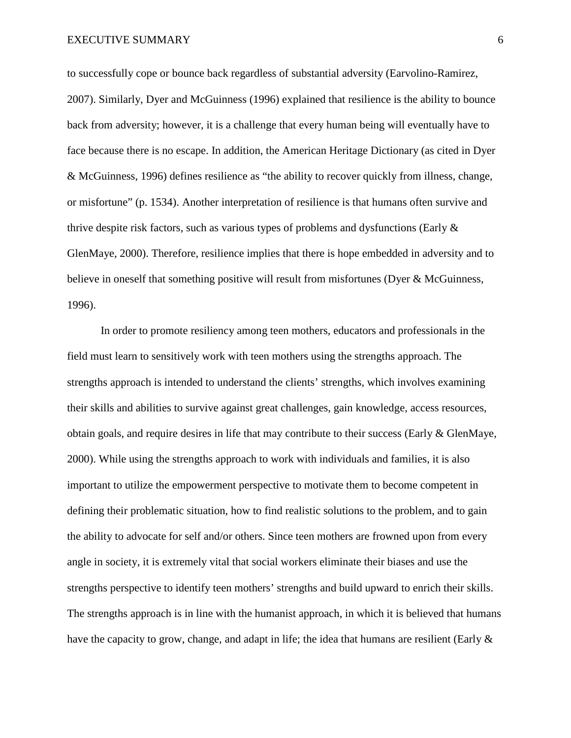to successfully cope or bounce back regardless of substantial adversity (Earvolino-Ramirez, 2007). Similarly, Dyer and McGuinness (1996) explained that resilience is the ability to bounce back from adversity; however, it is a challenge that every human being will eventually have to face because there is no escape. In addition, the American Heritage Dictionary (as cited in Dyer & McGuinness, 1996) defines resilience as "the ability to recover quickly from illness, change, or misfortune" (p. 1534). Another interpretation of resilience is that humans often survive and thrive despite risk factors, such as various types of problems and dysfunctions (Early & GlenMaye, 2000). Therefore, resilience implies that there is hope embedded in adversity and to believe in oneself that something positive will result from misfortunes (Dyer & McGuinness, 1996).

In order to promote resiliency among teen mothers, educators and professionals in the field must learn to sensitively work with teen mothers using the strengths approach. The strengths approach is intended to understand the clients' strengths, which involves examining their skills and abilities to survive against great challenges, gain knowledge, access resources, obtain goals, and require desires in life that may contribute to their success (Early & GlenMaye, 2000). While using the strengths approach to work with individuals and families, it is also important to utilize the empowerment perspective to motivate them to become competent in defining their problematic situation, how to find realistic solutions to the problem, and to gain the ability to advocate for self and/or others. Since teen mothers are frowned upon from every angle in society, it is extremely vital that social workers eliminate their biases and use the strengths perspective to identify teen mothers' strengths and build upward to enrich their skills. The strengths approach is in line with the humanist approach, in which it is believed that humans have the capacity to grow, change, and adapt in life; the idea that humans are resilient (Early &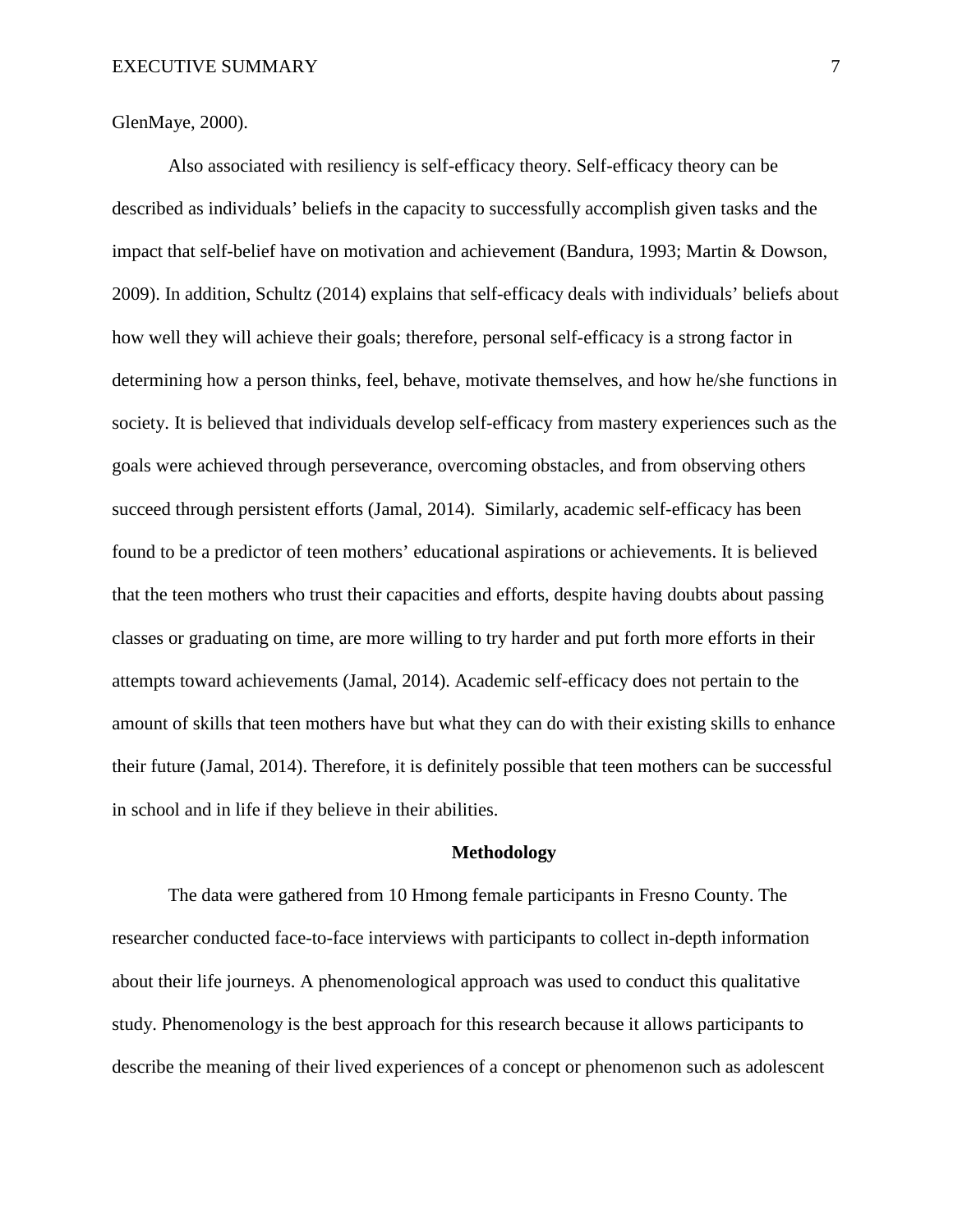GlenMaye, 2000).

Also associated with resiliency is self-efficacy theory. Self-efficacy theory can be described as individuals' beliefs in the capacity to successfully accomplish given tasks and the impact that self-belief have on motivation and achievement (Bandura, 1993; Martin & Dowson, 2009). In addition, Schultz (2014) explains that self-efficacy deals with individuals' beliefs about how well they will achieve their goals; therefore, personal self-efficacy is a strong factor in determining how a person thinks, feel, behave, motivate themselves, and how he/she functions in society. It is believed that individuals develop self-efficacy from mastery experiences such as the goals were achieved through perseverance, overcoming obstacles, and from observing others succeed through persistent efforts (Jamal, 2014). Similarly, academic self-efficacy has been found to be a predictor of teen mothers' educational aspirations or achievements. It is believed that the teen mothers who trust their capacities and efforts, despite having doubts about passing classes or graduating on time, are more willing to try harder and put forth more efforts in their attempts toward achievements (Jamal, 2014). Academic self-efficacy does not pertain to the amount of skills that teen mothers have but what they can do with their existing skills to enhance their future (Jamal, 2014). Therefore, it is definitely possible that teen mothers can be successful in school and in life if they believe in their abilities.

## Methodology

The data were gathered from 10 Hmong female participants in Fresno County. The researcher conducted face-to-face interviews with participants to collect in-depth information about their life journeys. A phenomenological approach was used to conduct this qualitative study. Phenomenology is the best approach for this research because it allows participants to describe the meaning of their lived experiences of a concept or phenomenon such as adolescent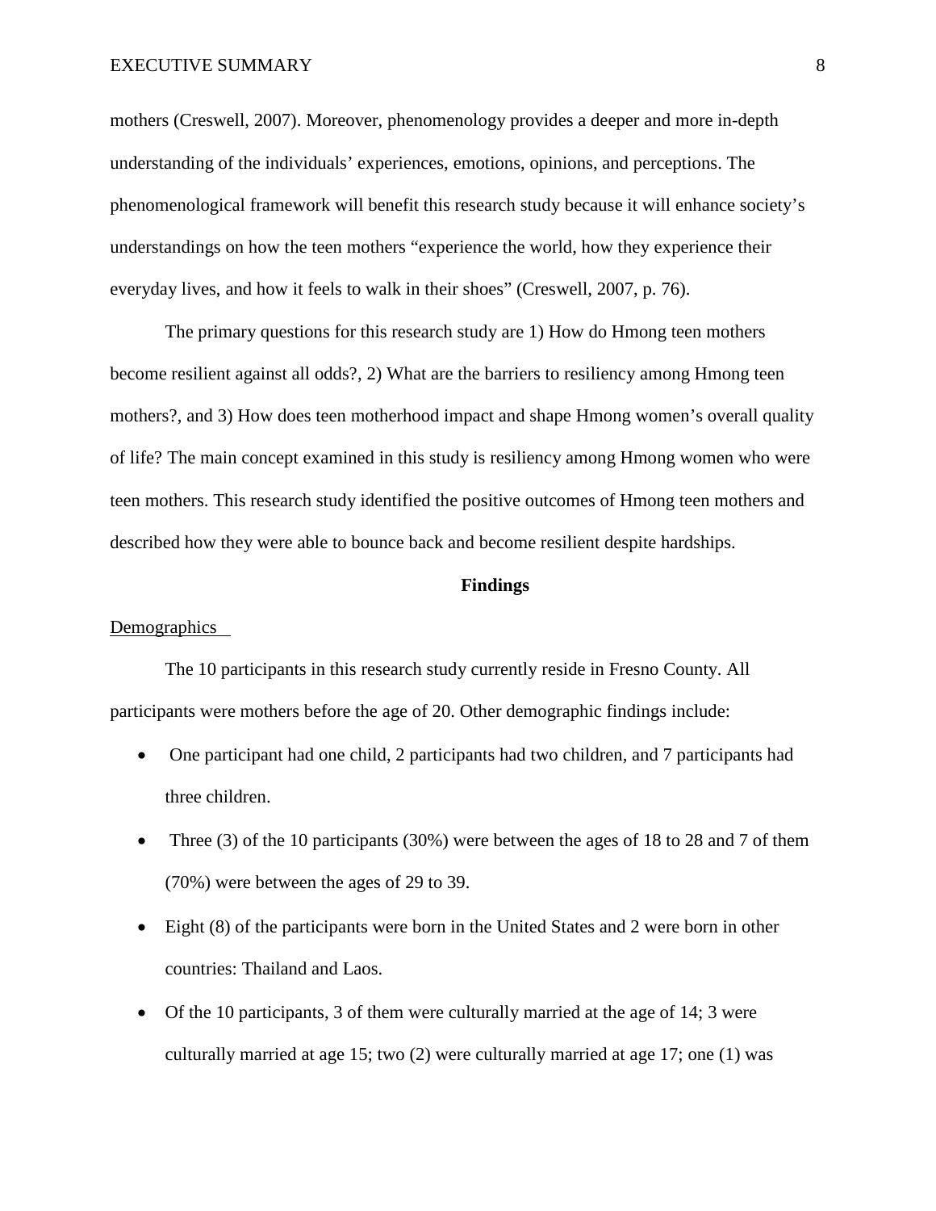mothers (Creswell, 2007). Moreover, phenomenology provides a deeper and more in-depth understanding of the individuals' experiences, emotions, opinions, and perceptions. The phenomenological framework will benefit this research study because it will enhance society's understandings on how the teen mothers "experience the world, how they experience their everyday lives, and how it feels to walk in their shoes" (Creswell, 2007, p. 76).

The primary questions for this research study are 1) How do Hmong teen mothers become resilient against all odds?, 2) What are the barriers to resiliency among Hmong teen mothers?, and 3) How does teen motherhood impact and shape Hmong women's overall quality of life? The main concept examined in this study is resiliency among Hmong women who were teen mothers. This research study identified the positive outcomes of Hmong teen mothers and described how they were able to bounce back and become resilient despite hardships.

## Findings

### Demographics

The 10 participants in this research study currently reside in Fresno County. All participants were mothers before the age of 20. Other demographic findings include:

- One participant had one child, 2 participants had two children, and 7 participants had three children.
- Three (3) of the 10 participants (30%) were between the ages of 18 to 28 and 7 of them (70%) were between the ages of 29 to 39.
- Eight (8) of the participants were born in the United States and 2 were born in other countries: Thailand and Laos.
- Of the 10 participants, 3 of them were culturally married at the age of 14; 3 were culturally married at age 15; two (2) were culturally married at age 17; one (1) was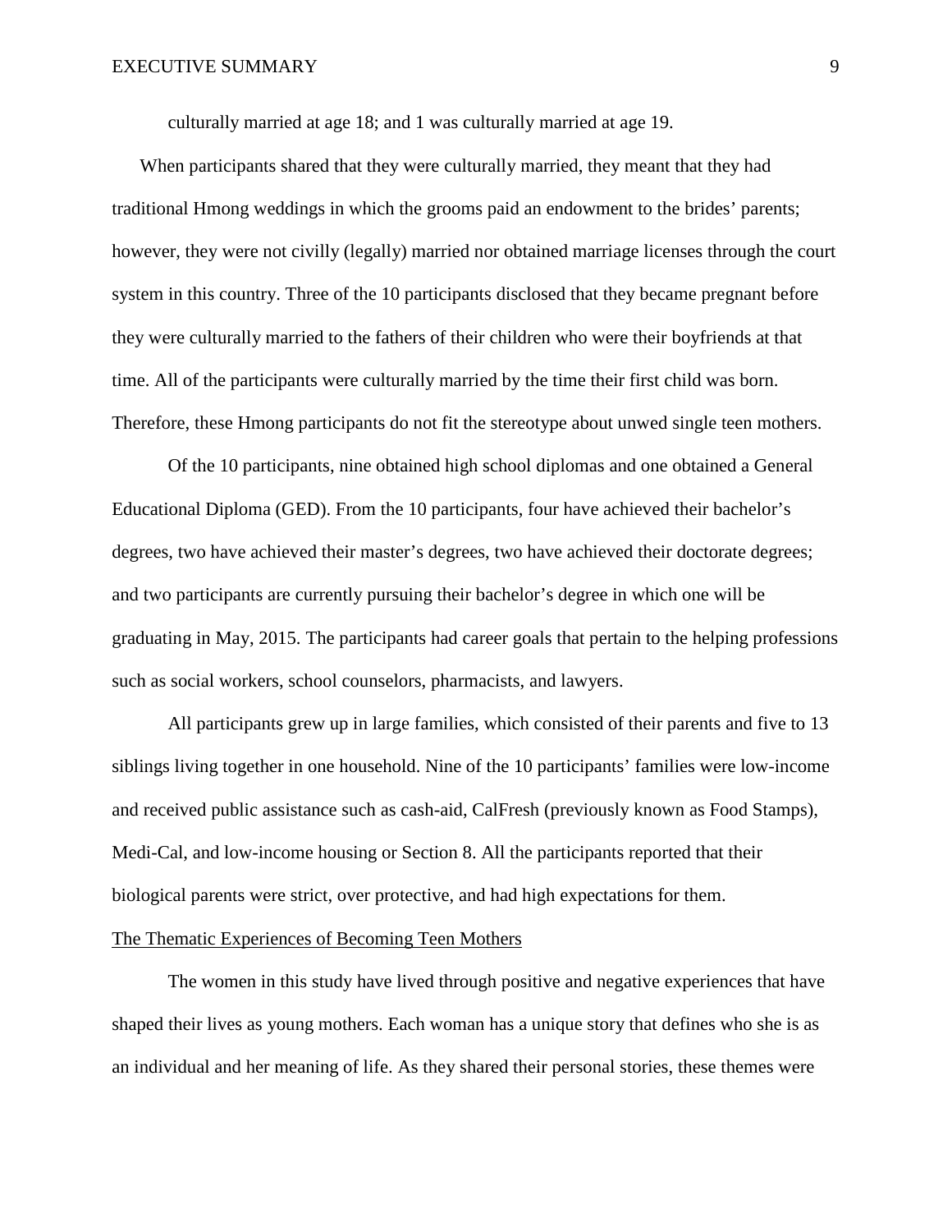culturally married at age 18; and 1 was culturally married at age 19.

When participants shared that they were culturally married, they meant that they had traditional Hmong weddings in which the grooms paid an endowment to the brides' parents; however, they were not civilly (legally) married nor obtained marriage licenses through the court system in this country. Three of the 10 participants disclosed that they became pregnant before they were culturally married to the fathers of their children who were their boyfriends at that time. All of the participants were culturally married by the time their first child was born. Therefore, these Hmong participants do not fit the stereotype about unwed single teen mothers.

Of the 10 participants, nine obtained high school diplomas and one obtained a General Educational Diploma (GED). From the 10 participants, four have achieved their bachelor's degrees, two have achieved their master's degrees, two have achieved their doctorate degrees; and two participants are currently pursuing their bachelor's degree in which one will be graduating in May, 2015. The participants had career goals that pertain to the helping professions such as social workers, school counselors, pharmacists, and lawyers.

All participants grew up in large families, which consisted of their parents and five to 13 siblings living together in one household. Nine of the 10 participants' families were low-income and received public assistance such as cash-aid, CalFresh (previously known as Food Stamps), Medi-Cal, and low-income housing or Section 8. All the participants reported that their biological parents were strict, over protective, and had high expectations for them.

<u>The Thematic Experiences of Becoming Teen Mothers</u>

The women in this study have lived through positive and negative experiences that have shaped their lives as young mothers. Each woman has a unique story that defines who she is as an individual and her meaning of life. As they shared their personal stories, these themes were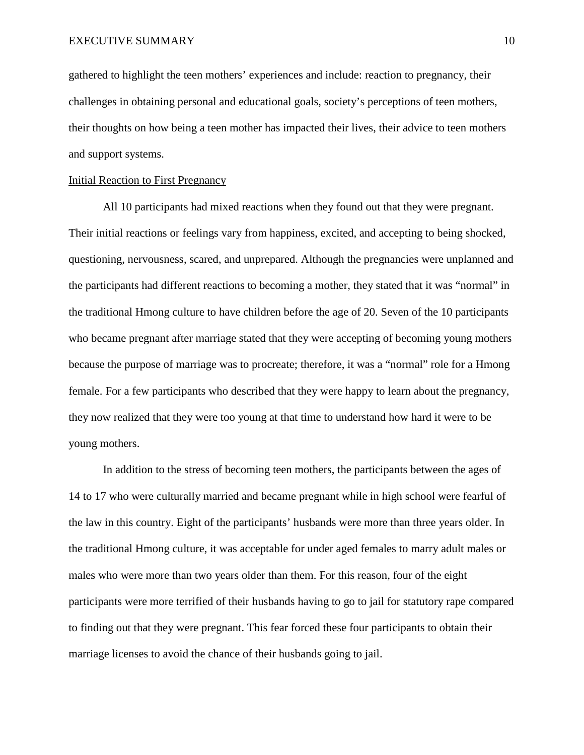gathered to highlight the teen mothers' experiences and include: reaction to pregnancy, their challenges in obtaining personal and educational goals, society's perceptions of teen mothers, their thoughts on how being a teen mother has impacted their lives, their advice to teen mothers and support systems.

<u>Initial Reaction to First Pregnancy</u>

All 10 participants had mixed reactions when they found out that they were pregnant. Their initial reactions or feelings vary from happiness, excited, and accepting to being shocked, questioning, nervousness, scared, and unprepared. Although the pregnancies were unplanned and the participants had different reactions to becoming a mother, they stated that it was "normal" in the traditional Hmong culture to have children before the age of 20. Seven of the 10 participants who became pregnant after marriage stated that they were accepting of becoming young mothers because the purpose of marriage was to procreate; therefore, it was a "normal" role for a Hmong female. For a few participants who described that they were happy to learn about the pregnancy, they now realized that they were too young at that time to understand how hard it were to be young mothers.

In addition to the stress of becoming teen mothers, the participants between the ages of 14 to 17 who were culturally married and became pregnant while in high school were fearful of the law in this country. Eight of the participants' husbands were more than three years older. In the traditional Hmong culture, it was acceptable for under aged females to marry adult males or males who were more than two years older than them. For this reason, four of the eight participants were more terrified of their husbands having to go to jail for statutory rape compared to finding out that they were pregnant. This fear forced these four participants to obtain their marriage licenses to avoid the chance of their husbands going to jail.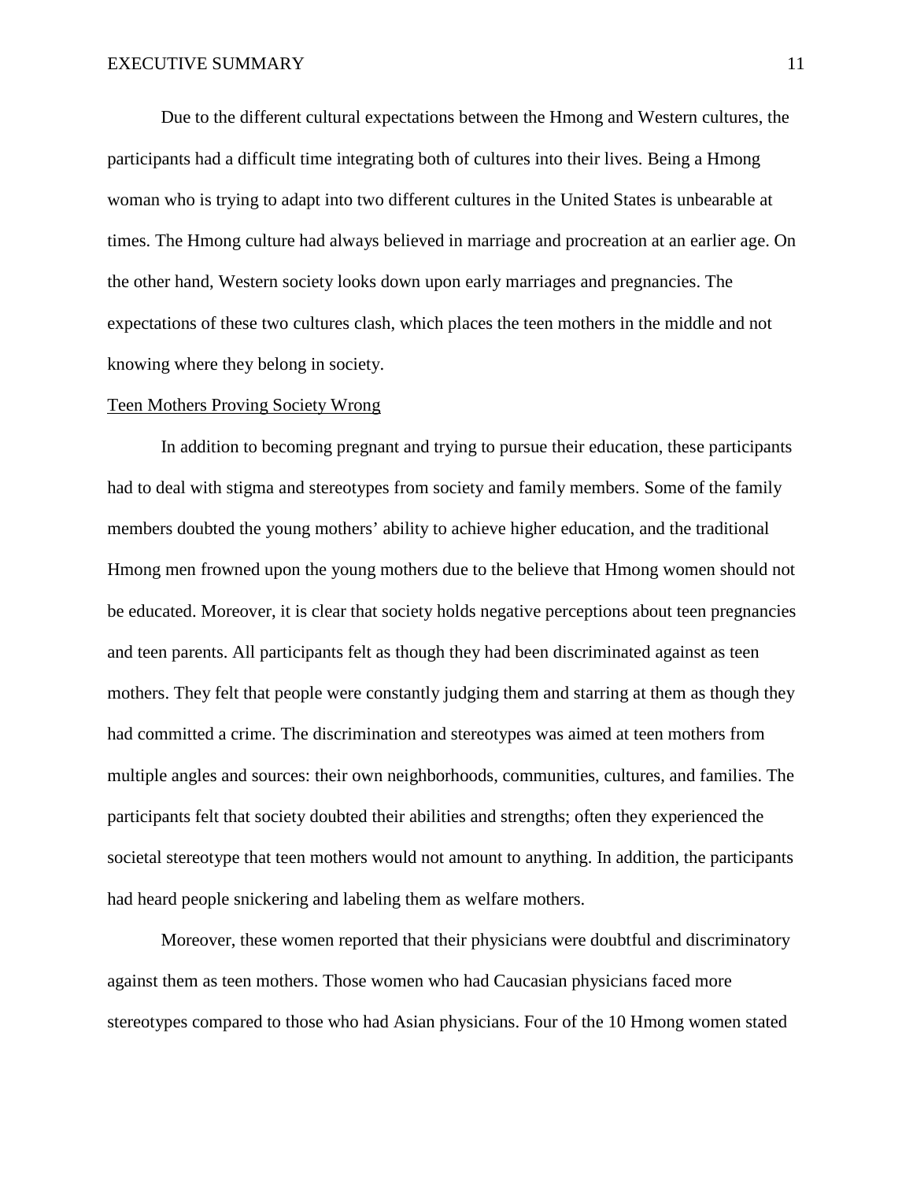Due to the different cultural expectations between the Hmong and Western cultures, the participants had a difficult time integrating both of cultures into their lives. Being a Hmong woman who is trying to adapt into two different cultures in the United States is unbearable at times. The Hmong culture had always believed in marriage and procreation at an earlier age. On the other hand, Western society looks down upon early marriages and pregnancies. The expectations of these two cultures clash, which places the teen mothers in the middle and not knowing where they belong in society.

<u>Teen Mothers Proving Society Wrong</u>

In addition to becoming pregnant and trying to pursue their education, these participants had to deal with stigma and stereotypes from society and family members. Some of the family members doubted the young mothers' ability to achieve higher education, and the traditional Hmong men frowned upon the young mothers due to the believe that Hmong women should not be educated. Moreover, it is clear that society holds negative perceptions about teen pregnancies and teen parents. All participants felt as though they had been discriminated against as teen mothers. They felt that people were constantly judging them and starring at them as though they had committed a crime. The discrimination and stereotypes was aimed at teen mothers from multiple angles and sources: their own neighborhoods, communities, cultures, and families. The participants felt that society doubted their abilities and strengths; often they experienced the societal stereotype that teen mothers would not amount to anything. In addition, the participants had heard people snickering and labeling them as welfare mothers.

Moreover, these women reported that their physicians were doubtful and discriminatory against them as teen mothers. Those women who had Caucasian physicians faced more stereotypes compared to those who had Asian physicians. Four of the 10 Hmong women stated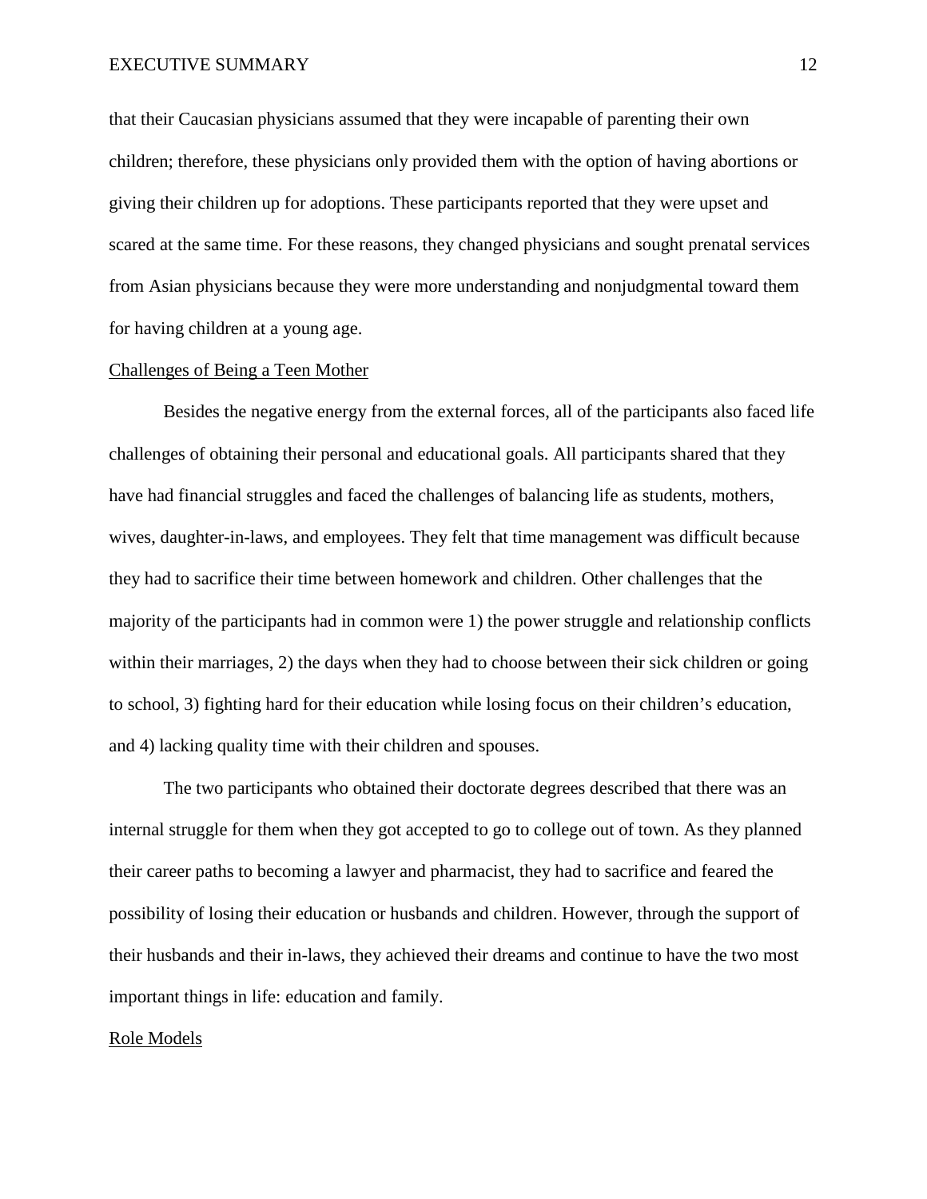that their Caucasian physicians assumed that they were incapable of parenting their own children; therefore, these physicians only provided them with the option of having abortions or giving their children up for adoptions. These participants reported that they were upset and scared at the same time. For these reasons, they changed physicians and sought prenatal services from Asian physicians because they were more understanding and nonjudgmental toward them for having children at a young age.

### Challenges of Being a Teen Mother

Besides the negative energy from the external forces, all of the participants also faced life challenges of obtaining their personal and educational goals. All participants shared that they have had financial struggles and faced the challenges of balancing life as students, mothers, wives, daughter-in-laws, and employees. They felt that time management was difficult because they had to sacrifice their time between homework and children. Other challenges that the majority of the participants had in common were 1) the power struggle and relationship conflicts within their marriages, 2) the days when they had to choose between their sick children or going to school, 3) fighting hard for their education while losing focus on their children's education, and 4) lacking quality time with their children and spouses.

The two participants who obtained their doctorate degrees described that there was an internal struggle for them when they got accepted to go to college out of town. As they planned their career paths to becoming a lawyer and pharmacist, they had to sacrifice and feared the possibility of losing their education or husbands and children. However, through the support of their husbands and their in-laws, they achieved their dreams and continue to have the two most important things in life: education and family.

### Role Models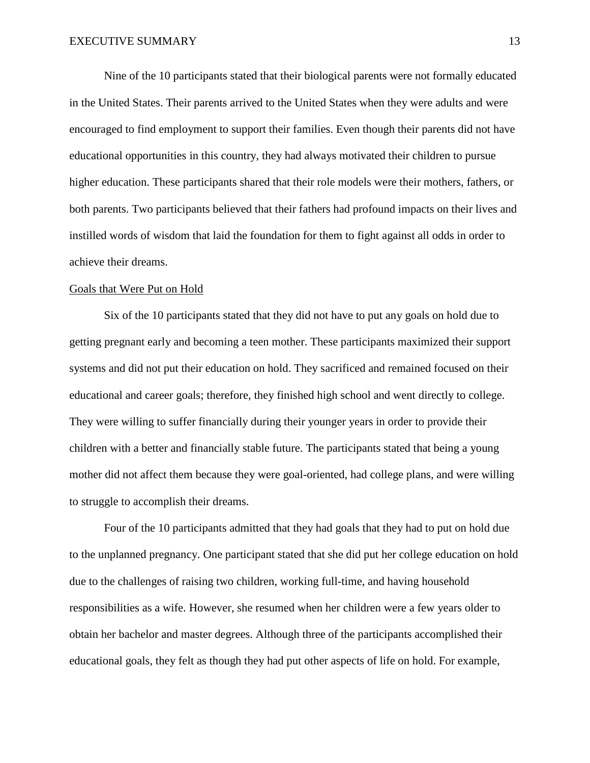Nine of the 10 participants stated that their biological parents were not formally educated in the United States. Their parents arrived to the United States when they were adults and were encouraged to find employment to support their families. Even though their parents did not have educational opportunities in this country, they had always motivated their children to pursue higher education. These participants shared that their role models were their mothers, fathers, or both parents. Two participants believed that their fathers had profound impacts on their lives and instilled words of wisdom that laid the foundation for them to fight against all odds in order to achieve their dreams.

<u>Goals that Were Put on Hold</u>

Six of the 10 participants stated that they did not have to put any goals on hold due to getting pregnant early and becoming a teen mother. These participants maximized their support systems and did not put their education on hold. They sacrificed and remained focused on their educational and career goals; therefore, they finished high school and went directly to college. They were willing to suffer financially during their younger years in order to provide their children with a better and financially stable future. The participants stated that being a young mother did not affect them because they were goal-oriented, had college plans, and were willing to struggle to accomplish their dreams.

Four of the 10 participants admitted that they had goals that they had to put on hold due to the unplanned pregnancy. One participant stated that she did put her college education on hold due to the challenges of raising two children, working full-time, and having household responsibilities as a wife. However, she resumed when her children were a few years older to obtain her bachelor and master degrees. Although three of the participants accomplished their educational goals, they felt as though they had put other aspects of life on hold. For example,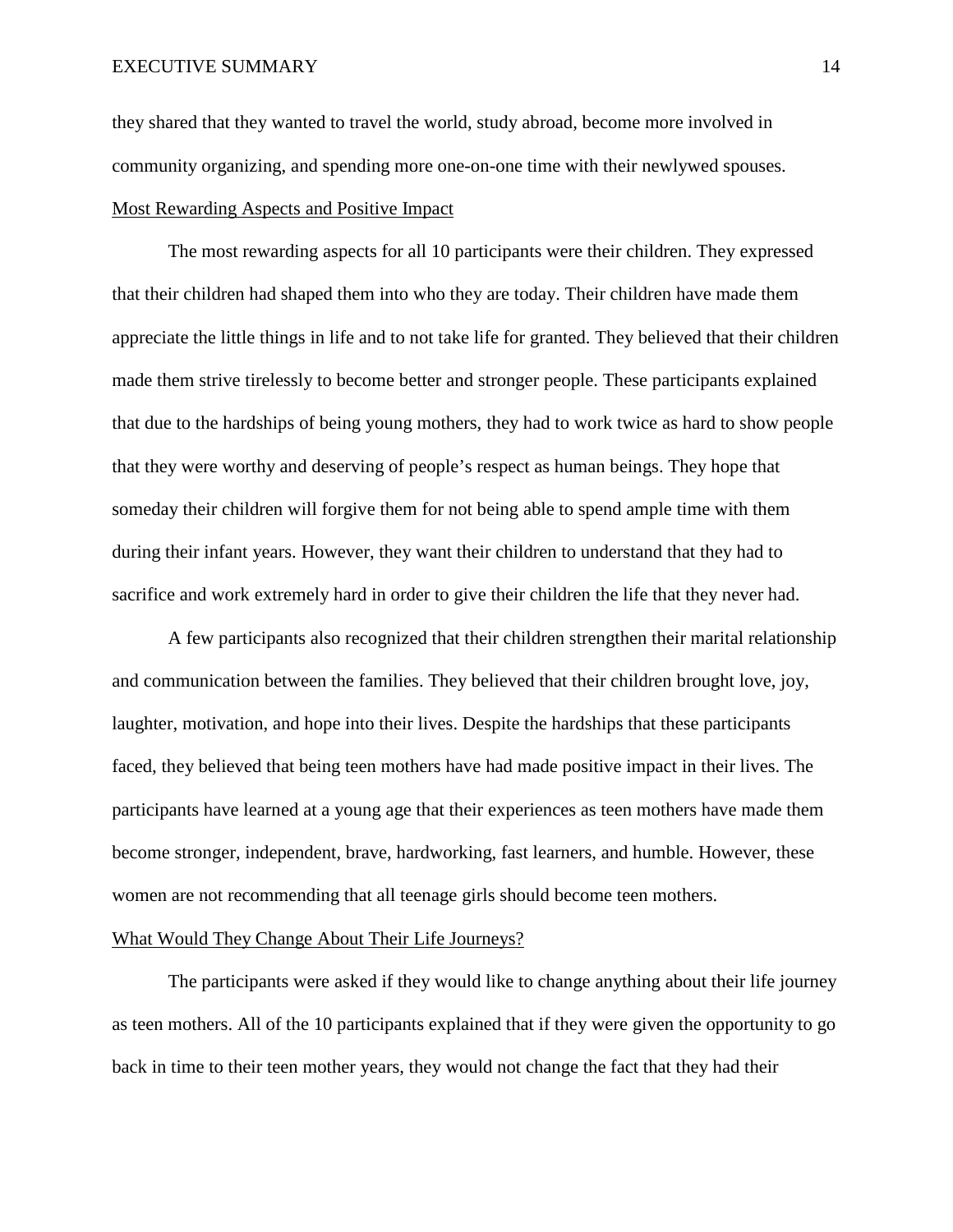they shared that they wanted to travel the world, study abroad, become more involved in community organizing, and spending more one-on-one time with their newlywed spouses.

<u>Most Rewarding Aspects and Positive Impact</u>

The most rewarding aspects for all 10 participants were their children. They expressed that their children had shaped them into who they are today. Their children have made them appreciate the little things in life and to not take life for granted. They believed that their children made them strive tirelessly to become better and stronger people. These participants explained that due to the hardships of being young mothers, they had to work twice as hard to show people that they were worthy and deserving of people's respect as human beings. They hope that someday their children will forgive them for not being able to spend ample time with them during their infant years. However, they want their children to understand that they had to sacrifice and work extremely hard in order to give their children the life that they never had.

A few participants also recognized that their children strengthen their marital relationship and communication between the families. They believed that their children brought love, joy, laughter, motivation, and hope into their lives. Despite the hardships that these participants faced, they believed that being teen mothers have had made positive impact in their lives. The participants have learned at a young age that their experiences as teen mothers have made them become stronger, independent, brave, hardworking, fast learners, and humble. However, these women are not recommending that all teenage girls should become teen mothers.

<u>What Would They Change About Their Life Journeys?</u>

The participants were asked if they would like to change anything about their life journey as teen mothers. All of the 10 participants explained that if they were given the opportunity to go back in time to their teen mother years, they would not change the fact that they had their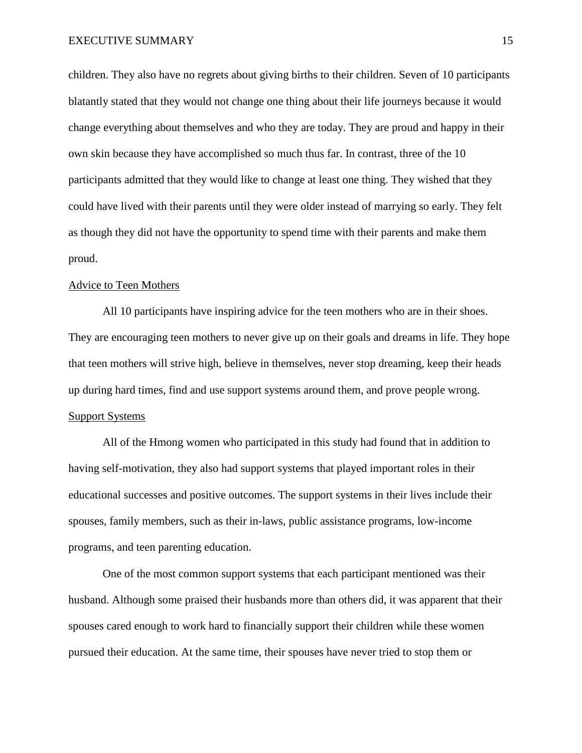children. They also have no regrets about giving births to their children. Seven of 10 participants blatantly stated that they would not change one thing about their life journeys because it would change everything about themselves and who they are today. They are proud and happy in their own skin because they have accomplished so much thus far. In contrast, three of the 10 participants admitted that they would like to change at least one thing. They wished that they could have lived with their parents until they were older instead of marrying so early. They felt as though they did not have the opportunity to spend time with their parents and make them proud.

<u>Advice to Teen Mothers</u>

All 10 participants have inspiring advice for the teen mothers who are in their shoes. They are encouraging teen mothers to never give up on their goals and dreams in life. They hope that teen mothers will strive high, believe in themselves, never stop dreaming, keep their heads up during hard times, find and use support systems around them, and prove people wrong.

<u>Support Systems</u>

All of the Hmong women who participated in this study had found that in addition to having self-motivation, they also had support systems that played important roles in their educational successes and positive outcomes. The support systems in their lives include their spouses, family members, such as their in-laws, public assistance programs, low-income programs, and teen parenting education.

One of the most common support systems that each participant mentioned was their husband. Although some praised their husbands more than others did, it was apparent that their spouses cared enough to work hard to financially support their children while these women pursued their education. At the same time, their spouses have never tried to stop them or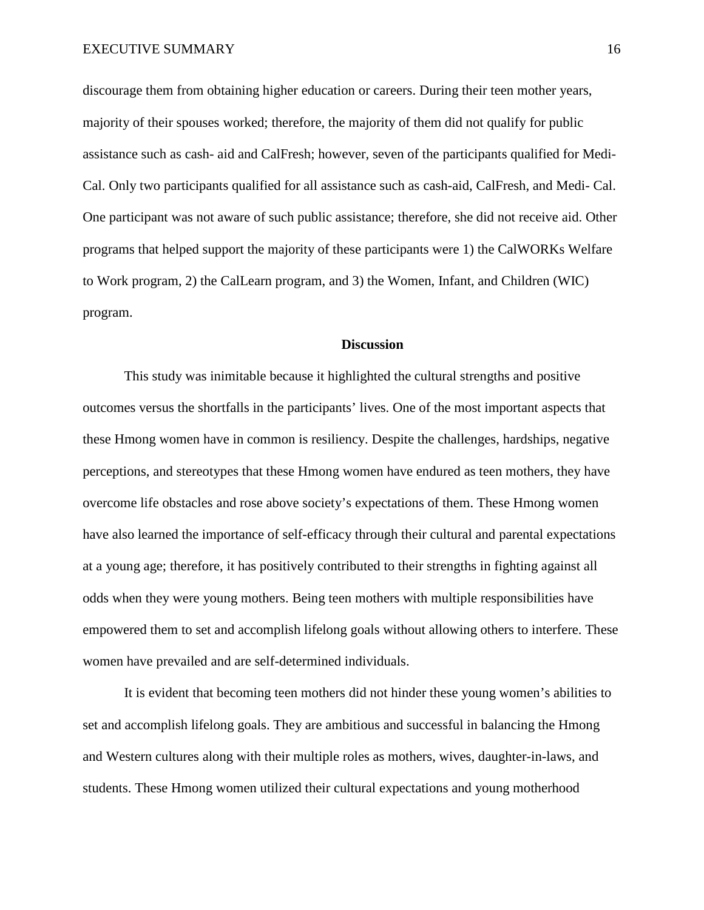discourage them from obtaining higher education or careers. During their teen mother years, majority of their spouses worked; therefore, the majority of them did not qualify for public assistance such as cash- aid and CalFresh; however, seven of the participants qualified for Medi-Cal. Only two participants qualified for all assistance such as cash-aid, CalFresh, and Medi- Cal. One participant was not aware of such public assistance; therefore, she did not receive aid. Other programs that helped support the majority of these participants were 1) the CalWORKs Welfare to Work program, 2) the CalLearn program, and 3) the Women, Infant, and Children (WIC) program.

## Discussion

This study was inimitable because it highlighted the cultural strengths and positive outcomes versus the shortfalls in the participants' lives. One of the most important aspects that these Hmong women have in common is resiliency. Despite the challenges, hardships, negative perceptions, and stereotypes that these Hmong women have endured as teen mothers, they have overcome life obstacles and rose above society's expectations of them. These Hmong women have also learned the importance of self-efficacy through their cultural and parental expectations at a young age; therefore, it has positively contributed to their strengths in fighting against all odds when they were young mothers. Being teen mothers with multiple responsibilities have empowered them to set and accomplish lifelong goals without allowing others to interfere. These women have prevailed and are self-determined individuals.

It is evident that becoming teen mothers did not hinder these young women's abilities to set and accomplish lifelong goals. They are ambitious and successful in balancing the Hmong and Western cultures along with their multiple roles as mothers, wives, daughter-in-laws, and students. These Hmong women utilized their cultural expectations and young motherhood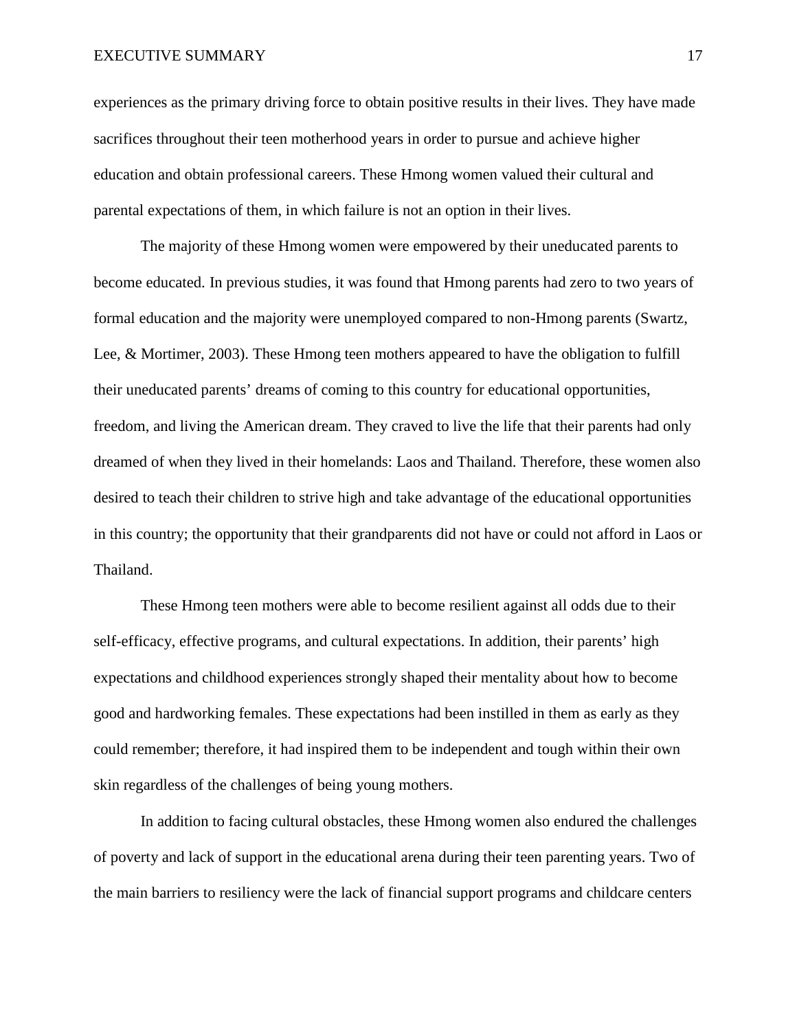experiences as the primary driving force to obtain positive results in their lives. They have made sacrifices throughout their teen motherhood years in order to pursue and achieve higher education and obtain professional careers. These Hmong women valued their cultural and parental expectations of them, in which failure is not an option in their lives.

The majority of these Hmong women were empowered by their uneducated parents to become educated. In previous studies, it was found that Hmong parents had zero to two years of formal education and the majority were unemployed compared to non-Hmong parents (Swartz, Lee, & Mortimer, 2003). These Hmong teen mothers appeared to have the obligation to fulfill their uneducated parents' dreams of coming to this country for educational opportunities, freedom, and living the American dream. They craved to live the life that their parents had only dreamed of when they lived in their homelands: Laos and Thailand. Therefore, these women also desired to teach their children to strive high and take advantage of the educational opportunities in this country; the opportunity that their grandparents did not have or could not afford in Laos or Thailand.

These Hmong teen mothers were able to become resilient against all odds due to their self-efficacy, effective programs, and cultural expectations. In addition, their parents' high expectations and childhood experiences strongly shaped their mentality about how to become good and hardworking females. These expectations had been instilled in them as early as they could remember; therefore, it had inspired them to be independent and tough within their own skin regardless of the challenges of being young mothers.

In addition to facing cultural obstacles, these Hmong women also endured the challenges of poverty and lack of support in the educational arena during their teen parenting years. Two of the main barriers to resiliency were the lack of financial support programs and childcare centers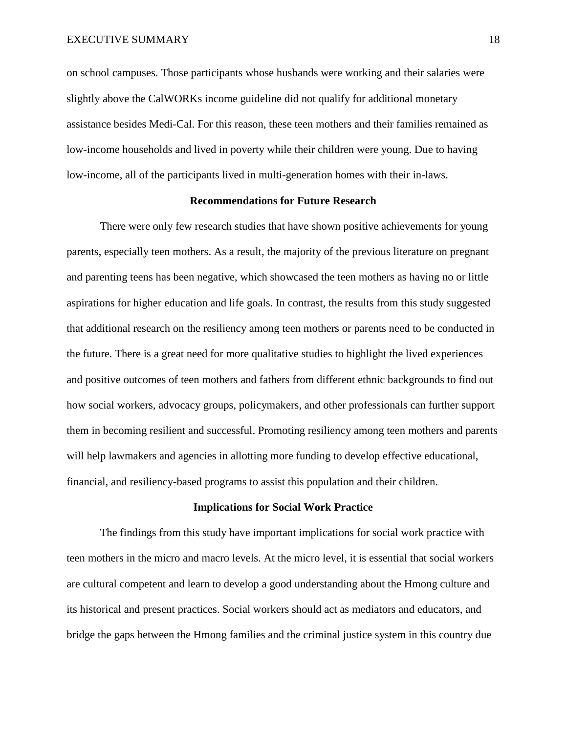on school campuses. Those participants whose husbands were working and their salaries were slightly above the CalWORKs income guideline did not qualify for additional monetary assistance besides Medi-Cal. For this reason, these teen mothers and their families remained as low-income households and lived in poverty while their children were young. Due to having low-income, all of the participants lived in multi-generation homes with their in-laws.

## Recommendations for Future Research

There were only few research studies that have shown positive achievements for young parents, especially teen mothers. As a result, the majority of the previous literature on pregnant and parenting teens has been negative, which showcased the teen mothers as having no or little aspirations for higher education and life goals. In contrast, the results from this study suggested that additional research on the resiliency among teen mothers or parents need to be conducted in the future. There is a great need for more qualitative studies to highlight the lived experiences and positive outcomes of teen mothers and fathers from different ethnic backgrounds to find out how social workers, advocacy groups, policymakers, and other professionals can further support them in becoming resilient and successful. Promoting resiliency among teen mothers and parents will help lawmakers and agencies in allotting more funding to develop effective educational, financial, and resiliency-based programs to assist this population and their children.

## Implications for Social Work Practice

The findings from this study have important implications for social work practice with teen mothers in the micro and macro levels. At the micro level, it is essential that social workers are cultural competent and learn to develop a good understanding about the Hmong culture and its historical and present practices. Social workers should act as mediators and educators, and bridge the gaps between the Hmong families and the criminal justice system in this country due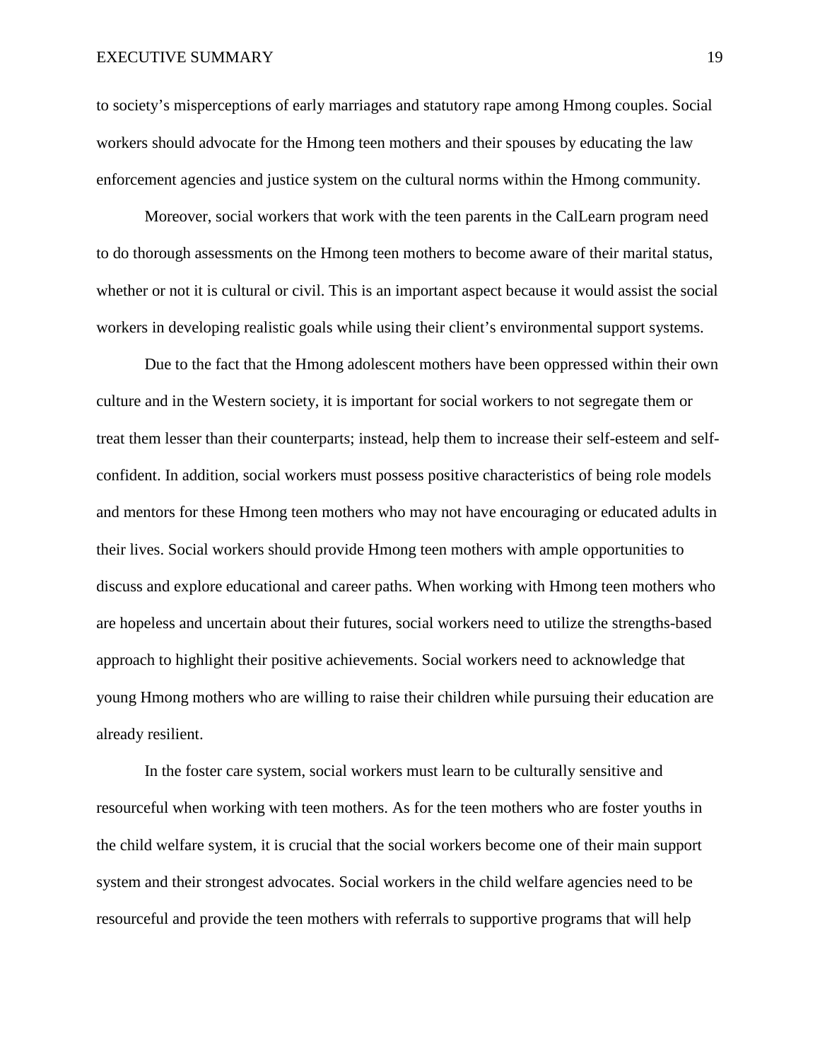to society's misperceptions of early marriages and statutory rape among Hmong couples. Social workers should advocate for the Hmong teen mothers and their spouses by educating the law enforcement agencies and justice system on the cultural norms within the Hmong community.

Moreover, social workers that work with the teen parents in the CalLearn program need to do thorough assessments on the Hmong teen mothers to become aware of their marital status, whether or not it is cultural or civil. This is an important aspect because it would assist the social workers in developing realistic goals while using their client's environmental support systems.

Due to the fact that the Hmong adolescent mothers have been oppressed within their own culture and in the Western society, it is important for social workers to not segregate them or treat them lesser than their counterparts; instead, help them to increase their self-esteem and self-confident. In addition, social workers must possess positive characteristics of being role models and mentors for these Hmong teen mothers who may not have encouraging or educated adults in their lives. Social workers should provide Hmong teen mothers with ample opportunities to discuss and explore educational and career paths. When working with Hmong teen mothers who are hopeless and uncertain about their futures, social workers need to utilize the strengths-based approach to highlight their positive achievements. Social workers need to acknowledge that young Hmong mothers who are willing to raise their children while pursuing their education are already resilient.

In the foster care system, social workers must learn to be culturally sensitive and resourceful when working with teen mothers. As for the teen mothers who are foster youths in the child welfare system, it is crucial that the social workers become one of their main support system and their strongest advocates. Social workers in the child welfare agencies need to be resourceful and provide the teen mothers with referrals to supportive programs that will help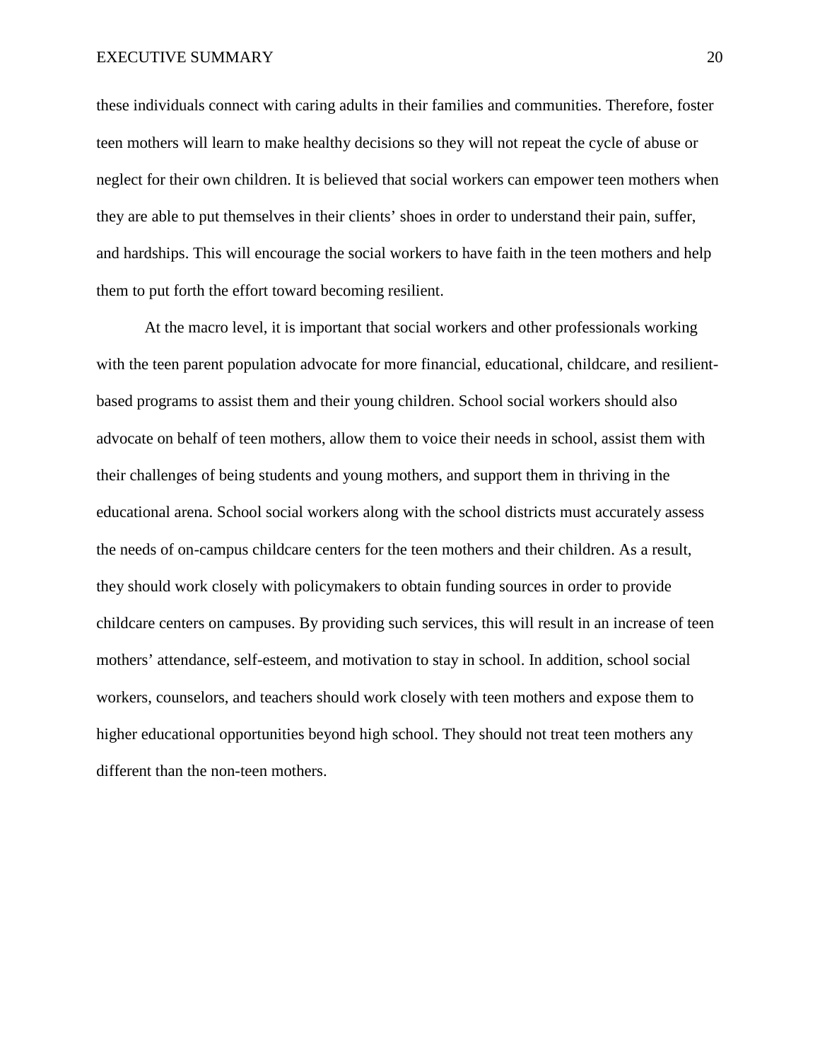these individuals connect with caring adults in their families and communities. Therefore, foster teen mothers will learn to make healthy decisions so they will not repeat the cycle of abuse or neglect for their own children. It is believed that social workers can empower teen mothers when they are able to put themselves in their clients' shoes in order to understand their pain, suffer, and hardships. This will encourage the social workers to have faith in the teen mothers and help them to put forth the effort toward becoming resilient.

At the macro level, it is important that social workers and other professionals working with the teen parent population advocate for more financial, educational, childcare, and resilient-based programs to assist them and their young children. School social workers should also advocate on behalf of teen mothers, allow them to voice their needs in school, assist them with their challenges of being students and young mothers, and support them in thriving in the educational arena. School social workers along with the school districts must accurately assess the needs of on-campus childcare centers for the teen mothers and their children. As a result, they should work closely with policymakers to obtain funding sources in order to provide childcare centers on campuses. By providing such services, this will result in an increase of teen mothers' attendance, self-esteem, and motivation to stay in school. In addition, school social workers, counselors, and teachers should work closely with teen mothers and expose them to higher educational opportunities beyond high school. They should not treat teen mothers any different than the non-teen mothers.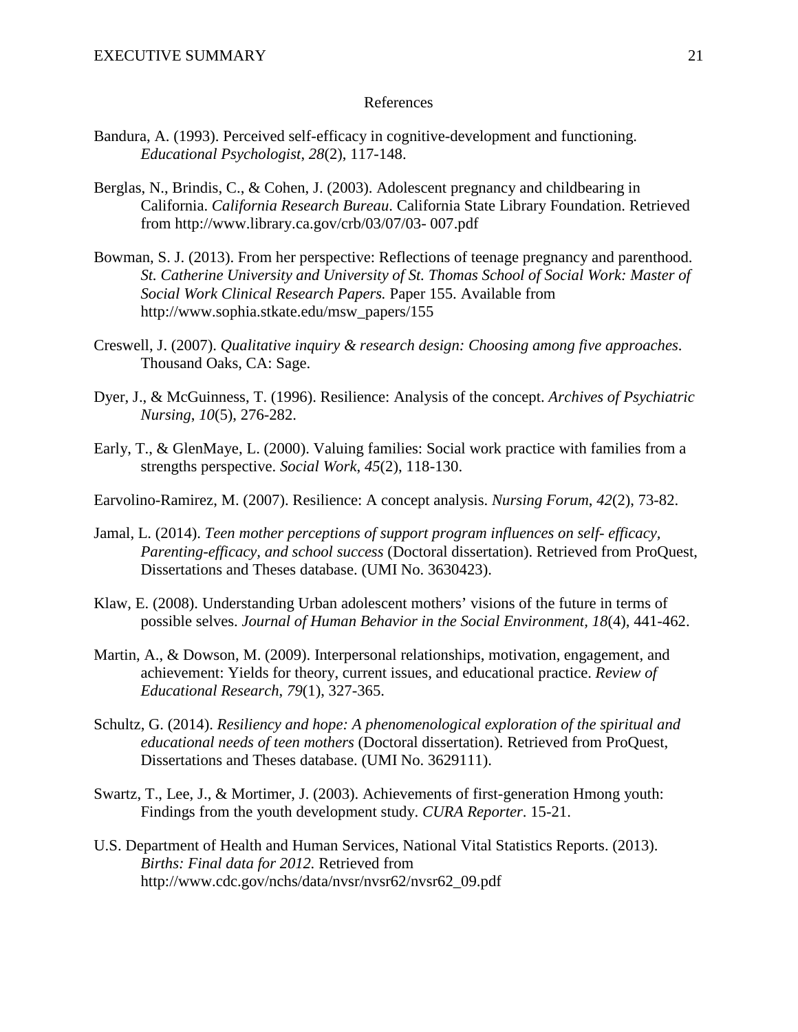# References

Bandura, A. (1993). Perceived self-efficacy in cognitive-development and functioning. *Educational Psychologist*, *28*(2), 117-148.

Berglas, N., Brindis, C., & Cohen, J. (2003). Adolescent pregnancy and childbearing in California. *California Research Bureau*. California State Library Foundation. Retrieved from http://www.library.ca.gov/crb/03/07/03- 007.pdf

Bowman, S. J. (2013). From her perspective: Reflections of teenage pregnancy and parenthood. *St. Catherine University and University of St. Thomas School of Social Work: Master of Social Work Clinical Research Papers.* Paper 155. Available from http://www.sophia.stkate.edu/msw_papers/155

Creswell, J. (2007). *Qualitative inquiry & research design: Choosing among five approaches*. Thousand Oaks, CA: Sage.

Dyer, J., & McGuinness, T. (1996). Resilience: Analysis of the concept. *Archives of Psychiatric Nursing*, *10*(5), 276-282.

Early, T., & GlenMaye, L. (2000). Valuing families: Social work practice with families from a strengths perspective. *Social Work*, *45*(2), 118-130.

Earvolino-Ramirez, M. (2007). Resilience: A concept analysis. *Nursing Forum*, *42*(2), 73-82.

Jamal, L. (2014). *Teen mother perceptions of support program influences on self- efficacy, Parenting-efficacy, and school success* (Doctoral dissertation). Retrieved from ProQuest, Dissertations and Theses database. (UMI No. 3630423).

Klaw, E. (2008). Understanding Urban adolescent mothers' visions of the future in terms of possible selves. *Journal of Human Behavior in the Social Environment*, *18*(4), 441-462.

Martin, A., & Dowson, M. (2009). Interpersonal relationships, motivation, engagement, and achievement: Yields for theory, current issues, and educational practice. *Review of Educational Research*, *79*(1), 327-365.

Schultz, G. (2014). *Resiliency and hope: A phenomenological exploration of the spiritual and educational needs of teen mothers* (Doctoral dissertation). Retrieved from ProQuest, Dissertations and Theses database. (UMI No. 3629111).

Swartz, T., Lee, J., & Mortimer, J. (2003). Achievements of first-generation Hmong youth: Findings from the youth development study. *CURA Reporter*. 15-21.

U.S. Department of Health and Human Services, National Vital Statistics Reports. (2013). *Births: Final data for 2012*. Retrieved from http://www.cdc.gov/nchs/data/nvsr/nvsr62/nvsr62_09.pdf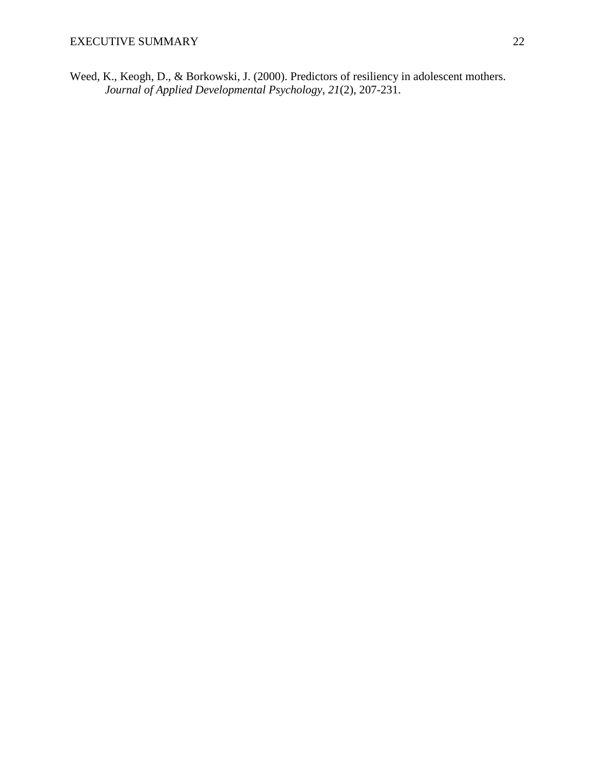Weed, K., Keogh, D., & Borkowski, J. (2000). Predictors of resiliency in adolescent mothers. *Journal of Applied Developmental Psychology*, *21*(2), 207-231.